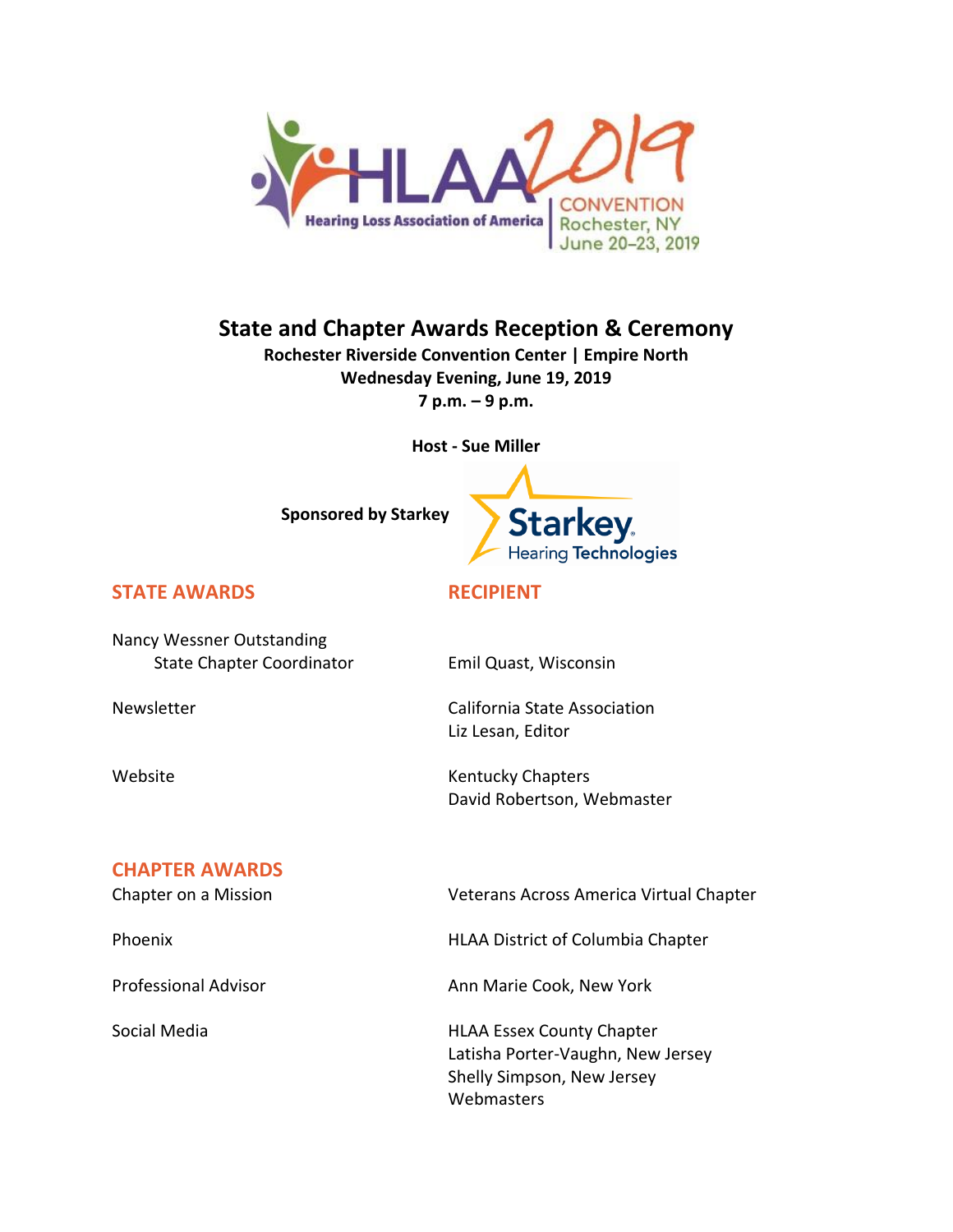# State and Chapter Awards Reception & Ceremony

**Rochester Riverside Convention Center | Empire North**
**Wednesday Evening, June 19, 2019**
**7 p.m. – 9 p.m.**

**Host - Sue Miller**

**Sponsored by Starkey**

| STATE AWARDS | RECIPIENT |
|---|---|
| Nancy Wessner Outstanding State Chapter Coordinator | Emil Quast, Wisconsin |
| Newsletter | California State Association<br>Liz Lesan, Editor |
| Website | Kentucky Chapters<br>David Robertson, Webmaster |

| CHAPTER AWARDS | |
|---|---|
| Chapter on a Mission | Veterans Across America Virtual Chapter |
| Phoenix | HLAA District of Columbia Chapter |
| Professional Advisor | Ann Marie Cook, New York |
| Social Media | HLAA Essex County Chapter<br>Latisha Porter-Vaughn, New Jersey<br>Shelly Simpson, New Jersey<br>Webmasters |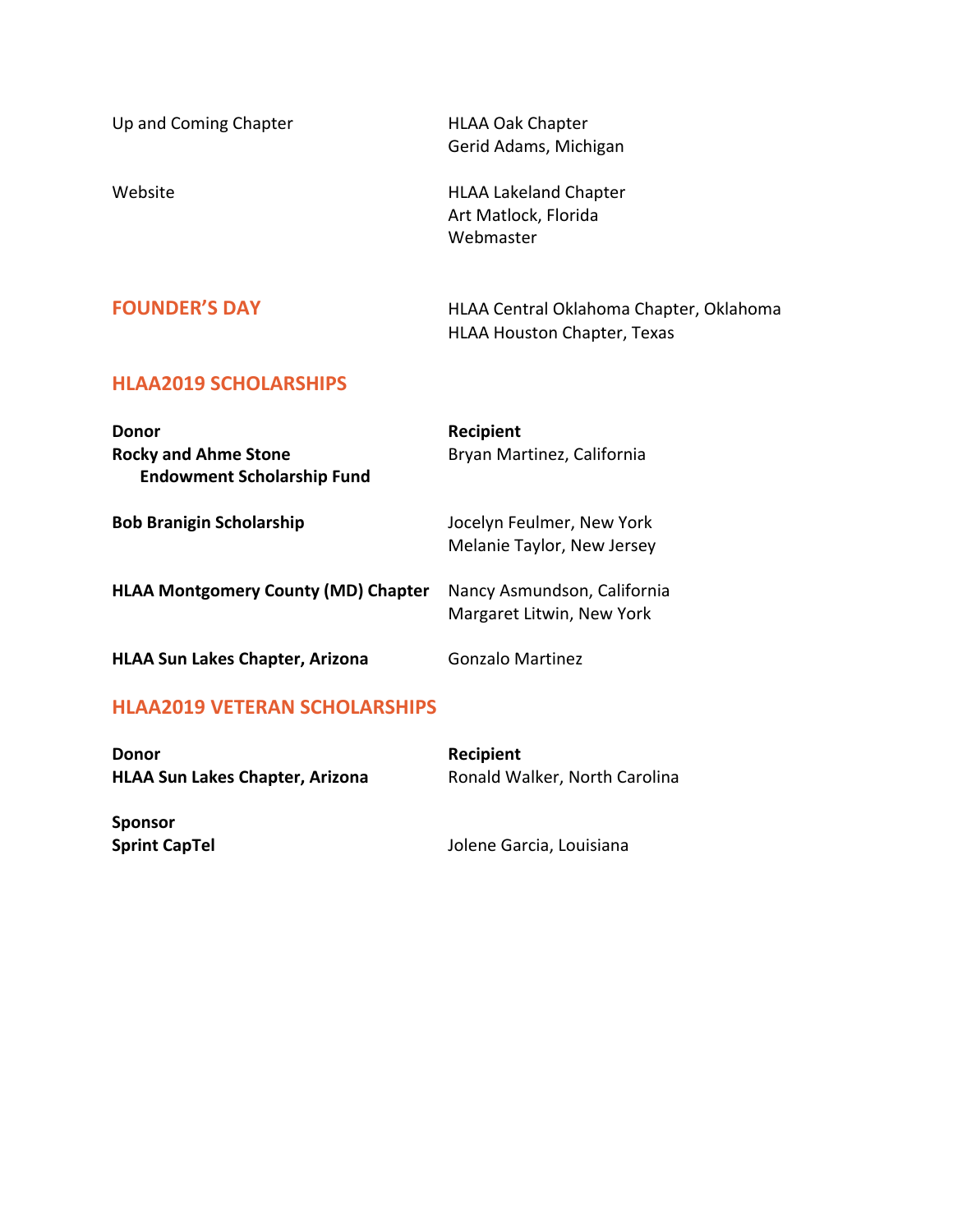| | |
|---|---|
| Up and Coming Chapter | HLAA Oak Chapter<br>Gerid Adams, Michigan |
| Website | HLAA Lakeland Chapter<br>Art Matlock, Florida<br>Webmaster |

## FOUNDER'S DAY

HLAA Central Oklahoma Chapter, Oklahoma
HLAA Houston Chapter, Texas

## HLAA2019 SCHOLARSHIPS

| **Donor** | **Recipient** |
|---|---|
| **Rocky and Ahme Stone Endowment Scholarship Fund** | Bryan Martinez, California |
| **Bob Branigin Scholarship** | Jocelyn Feulmer, New York<br>Melanie Taylor, New Jersey |
| **HLAA Montgomery County (MD) Chapter** | Nancy Asmundson, California<br>Margaret Litwin, New York |
| **HLAA Sun Lakes Chapter, Arizona** | Gonzalo Martinez |

## HLAA2019 VETERAN SCHOLARSHIPS

| **Donor** | **Recipient** |
|---|---|
| **HLAA Sun Lakes Chapter, Arizona** | Ronald Walker, North Carolina |
| **Sponsor** | |
| **Sprint CapTel** | Jolene Garcia, Louisiana |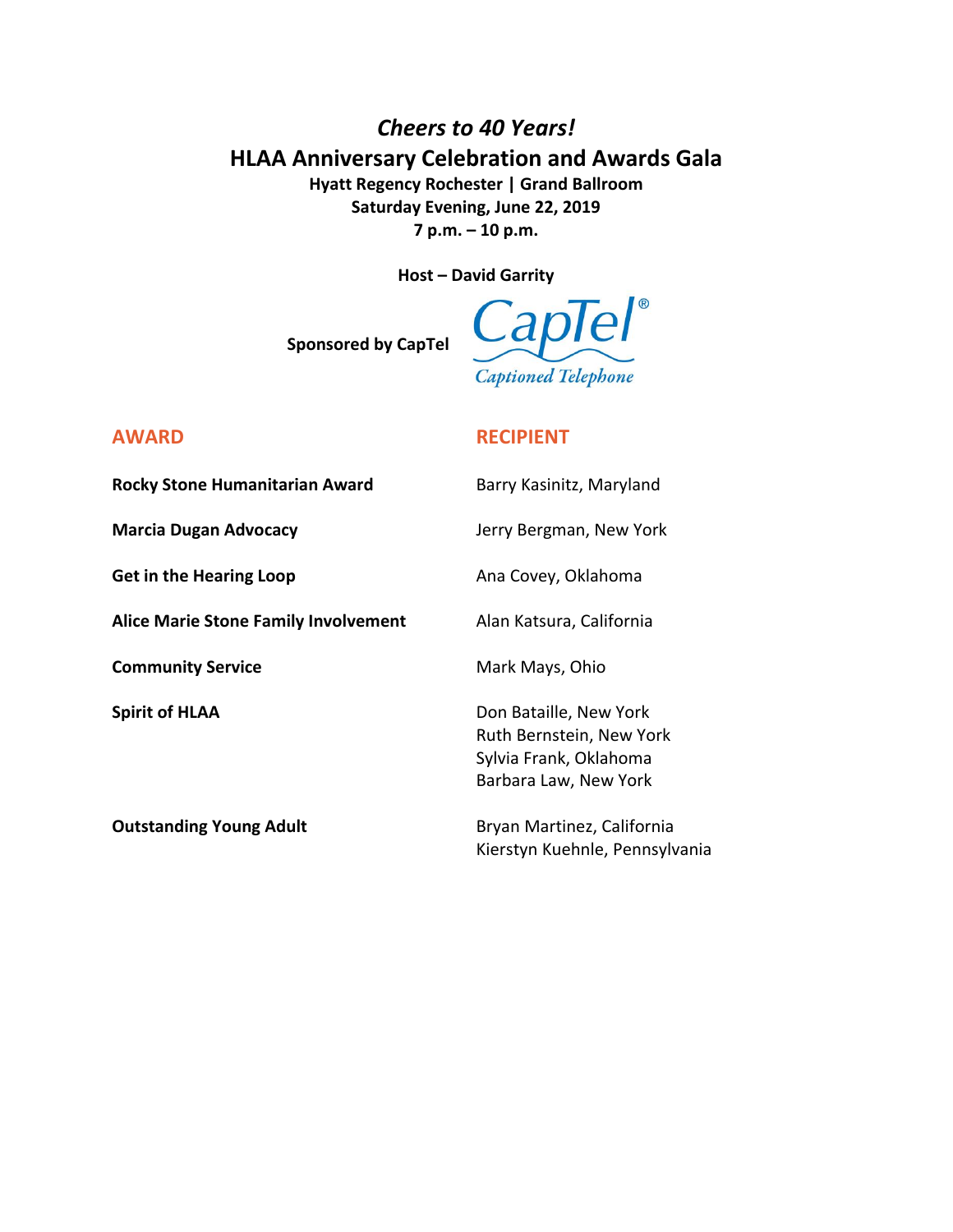# *Cheers to 40 Years!*

# HLAA Anniversary Celebration and Awards Gala

**Hyatt Regency Rochester | Grand Ballroom**
**Saturday Evening, June 22, 2019**
**7 p.m. – 10 p.m.**

**Host – David Garrity**

**Sponsored by CapTel**

CapTel®
Captioned Telephone

| AWARD | RECIPIENT |
| --- | --- |
| **Rocky Stone Humanitarian Award** | Barry Kasinitz, Maryland |
| **Marcia Dugan Advocacy** | Jerry Bergman, New York |
| **Get in the Hearing Loop** | Ana Covey, Oklahoma |
| **Alice Marie Stone Family Involvement** | Alan Katsura, California |
| **Community Service** | Mark Mays, Ohio |
| **Spirit of HLAA** | Don Bataille, New York<br>Ruth Bernstein, New York<br>Sylvia Frank, Oklahoma<br>Barbara Law, New York |
| **Outstanding Young Adult** | Bryan Martinez, California<br>Kierstyn Kuehnle, Pennsylvania |